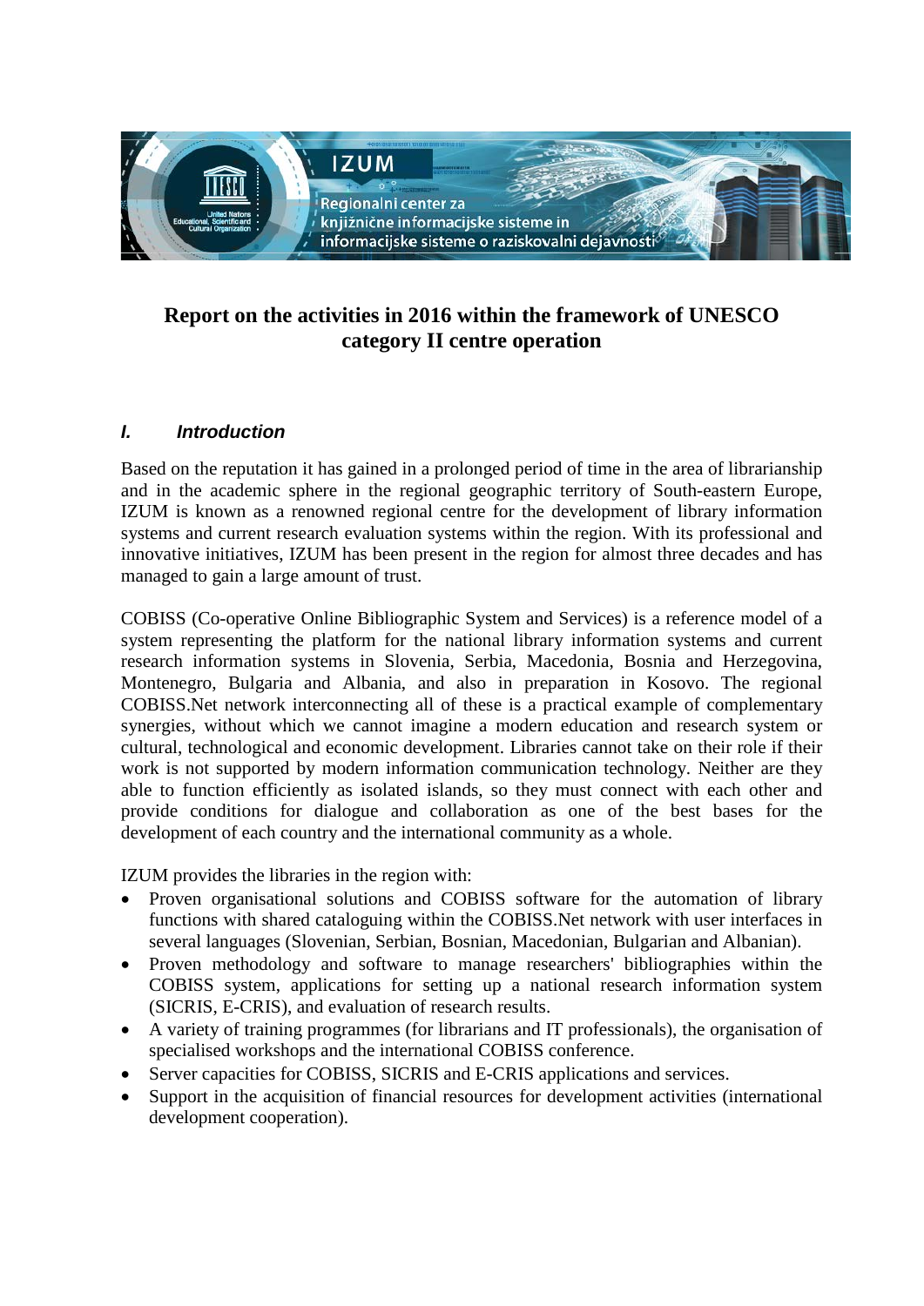# Report on the activities in 2016 within the framework of UNESCO category II centre operation

## I. *Introduction*

Based on the reputation it has gained in a prolonged period of time in the area of librarianship and in the academic sphere in the regional geographic territory of South-eastern Europe, IZUM is known as a renowned regional centre for the development of library information systems and current research evaluation systems within the region. With its professional and innovative initiatives, IZUM has been present in the region for almost three decades and has managed to gain a large amount of trust.

COBISS (Co-operative Online Bibliographic System and Services) is a reference model of a system representing the platform for the national library information systems and current research information systems in Slovenia, Serbia, Macedonia, Bosnia and Herzegovina, Montenegro, Bulgaria and Albania, and also in preparation in Kosovo. The regional COBISS.Net network interconnecting all of these is a practical example of complementary synergies, without which we cannot imagine a modern education and research system or cultural, technological and economic development. Libraries cannot take on their role if their work is not supported by modern information communication technology. Neither are they able to function efficiently as isolated islands, so they must connect with each other and provide conditions for dialogue and collaboration as one of the best bases for the development of each country and the international community as a whole.

IZUM provides the libraries in the region with:

- Proven organisational solutions and COBISS software for the automation of library functions with shared cataloguing within the COBISS.Net network with user interfaces in several languages (Slovenian, Serbian, Bosnian, Macedonian, Bulgarian and Albanian).
- Proven methodology and software to manage researchers' bibliographies within the COBISS system, applications for setting up a national research information system (SICRIS, E-CRIS), and evaluation of research results.
- A variety of training programmes (for librarians and IT professionals), the organisation of specialised workshops and the international COBISS conference.
- Server capacities for COBISS, SICRIS and E-CRIS applications and services.
- Support in the acquisition of financial resources for development activities (international development cooperation).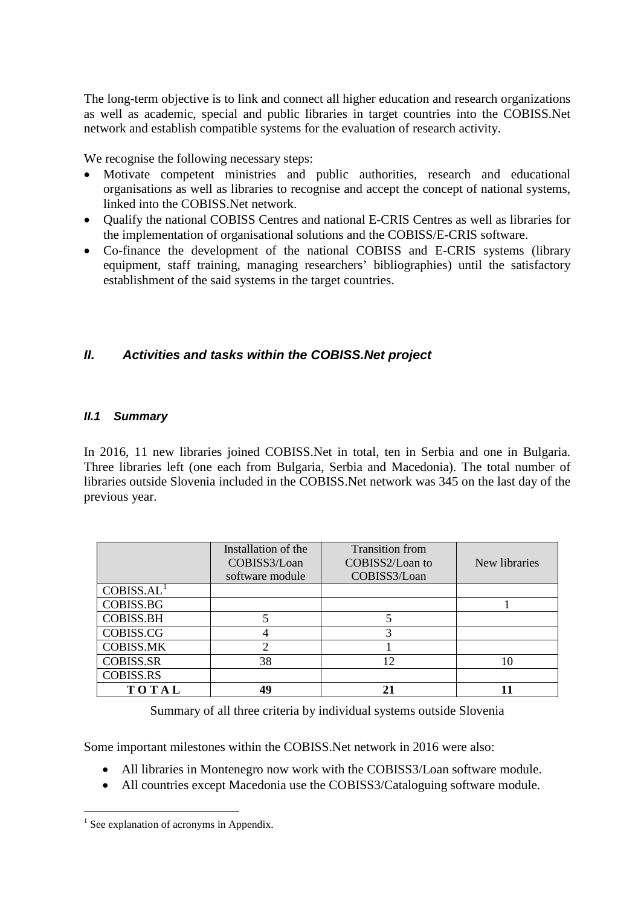The long-term objective is to link and connect all higher education and research organizations as well as academic, special and public libraries in target countries into the COBISS.Net network and establish compatible systems for the evaluation of research activity.

We recognise the following necessary steps:

- Motivate competent ministries and public authorities, research and educational organisations as well as libraries to recognise and accept the concept of national systems, linked into the COBISS.Net network.
- Qualify the national COBISS Centres and national E-CRIS Centres as well as libraries for the implementation of organisational solutions and the COBISS/E-CRIS software.
- Co-finance the development of the national COBISS and E-CRIS systems (library equipment, staff training, managing researchers' bibliographies) until the satisfactory establishment of the said systems in the target countries.

## *II. Activities and tasks within the COBISS.Net project*

### *II.1 Summary*

In 2016, 11 new libraries joined COBISS.Net in total, ten in Serbia and one in Bulgaria. Three libraries left (one each from Bulgaria, Serbia and Macedonia). The total number of libraries outside Slovenia included in the COBISS.Net network was 345 on the last day of the previous year.

| | Installation of the COBISS3/Loan software module | Transition from COBISS2/Loan to COBISS3/Loan | New libraries |
|---|---|---|---|
| COBISS.AL[1] | | | |
| COBISS.BG | | | 1 |
| COBISS.BH | 5 | 5 | |
| COBISS.CG | 4 | 3 | |
| COBISS.MK | 2 | 1 | |
| COBISS.SR | 38 | 12 | 10 |
| COBISS.RS | | | |
| **T O T A L** | **49** | **21** | **11** |

Summary of all three criteria by individual systems outside Slovenia

Some important milestones within the COBISS.Net network in 2016 were also:

- All libraries in Montenegro now work with the COBISS3/Loan software module.
- All countries except Macedonia use the COBISS3/Cataloguing software module.

[1] See explanation of acronyms in Appendix.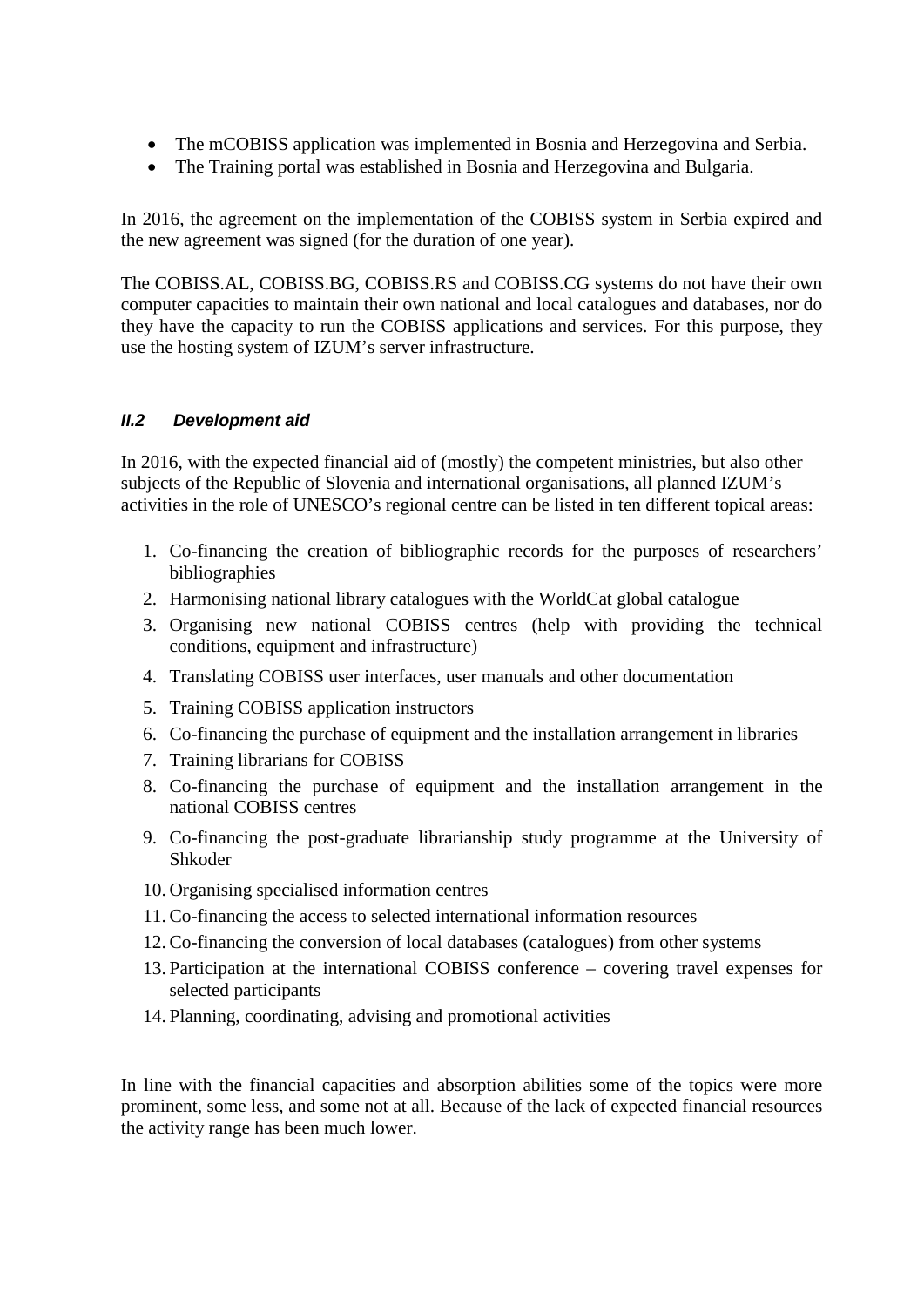- The mCOBISS application was implemented in Bosnia and Herzegovina and Serbia.
- The Training portal was established in Bosnia and Herzegovina and Bulgaria.

In 2016, the agreement on the implementation of the COBISS system in Serbia expired and the new agreement was signed (for the duration of one year).

The COBISS.AL, COBISS.BG, COBISS.RS and COBISS.CG systems do not have their own computer capacities to maintain their own national and local catalogues and databases, nor do they have the capacity to run the COBISS applications and services. For this purpose, they use the hosting system of IZUM's server infrastructure.

### *II.2 Development aid*

In 2016, with the expected financial aid of (mostly) the competent ministries, but also other subjects of the Republic of Slovenia and international organisations, all planned IZUM's activities in the role of UNESCO's regional centre can be listed in ten different topical areas:

1. Co-financing the creation of bibliographic records for the purposes of researchers' bibliographies
2. Harmonising national library catalogues with the WorldCat global catalogue
3. Organising new national COBISS centres (help with providing the technical conditions, equipment and infrastructure)
4. Translating COBISS user interfaces, user manuals and other documentation
5. Training COBISS application instructors
6. Co-financing the purchase of equipment and the installation arrangement in libraries
7. Training librarians for COBISS
8. Co-financing the purchase of equipment and the installation arrangement in the national COBISS centres
9. Co-financing the post-graduate librarianship study programme at the University of Shkoder
10. Organising specialised information centres
11. Co-financing the access to selected international information resources
12. Co-financing the conversion of local databases (catalogues) from other systems
13. Participation at the international COBISS conference – covering travel expenses for selected participants
14. Planning, coordinating, advising and promotional activities

In line with the financial capacities and absorption abilities some of the topics were more prominent, some less, and some not at all. Because of the lack of expected financial resources the activity range has been much lower.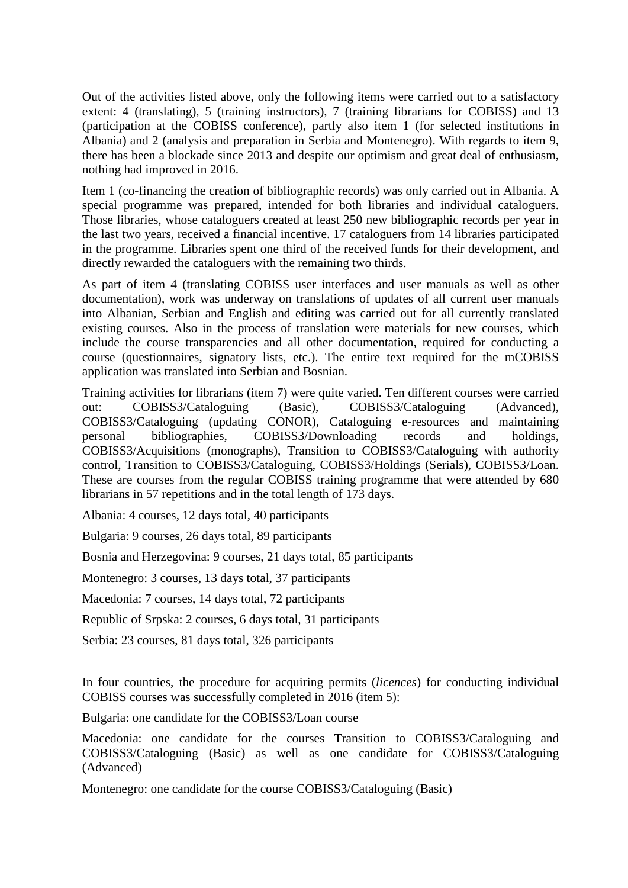Out of the activities listed above, only the following items were carried out to a satisfactory extent: 4 (translating), 5 (training instructors), 7 (training librarians for COBISS) and 13 (participation at the COBISS conference), partly also item 1 (for selected institutions in Albania) and 2 (analysis and preparation in Serbia and Montenegro). With regards to item 9, there has been a blockade since 2013 and despite our optimism and great deal of enthusiasm, nothing had improved in 2016.

Item 1 (co-financing the creation of bibliographic records) was only carried out in Albania. A special programme was prepared, intended for both libraries and individual cataloguers. Those libraries, whose cataloguers created at least 250 new bibliographic records per year in the last two years, received a financial incentive. 17 cataloguers from 14 libraries participated in the programme. Libraries spent one third of the received funds for their development, and directly rewarded the cataloguers with the remaining two thirds.

As part of item 4 (translating COBISS user interfaces and user manuals as well as other documentation), work was underway on translations of updates of all current user manuals into Albanian, Serbian and English and editing was carried out for all currently translated existing courses. Also in the process of translation were materials for new courses, which include the course transparencies and all other documentation, required for conducting a course (questionnaires, signatory lists, etc.). The entire text required for the mCOBISS application was translated into Serbian and Bosnian.

Training activities for librarians (item 7) were quite varied. Ten different courses were carried out: COBISS3/Cataloguing (Basic), COBISS3/Cataloguing (Advanced), COBISS3/Cataloguing (updating CONOR), Cataloguing e-resources and maintaining personal bibliographies, COBISS3/Downloading records and holdings, COBISS3/Acquisitions (monographs), Transition to COBISS3/Cataloguing with authority control, Transition to COBISS3/Cataloguing, COBISS3/Holdings (Serials), COBISS3/Loan. These are courses from the regular COBISS training programme that were attended by 680 librarians in 57 repetitions and in the total length of 173 days.

Albania: 4 courses, 12 days total, 40 participants

Bulgaria: 9 courses, 26 days total, 89 participants

Bosnia and Herzegovina: 9 courses, 21 days total, 85 participants

Montenegro: 3 courses, 13 days total, 37 participants

Macedonia: 7 courses, 14 days total, 72 participants

Republic of Srpska: 2 courses, 6 days total, 31 participants

Serbia: 23 courses, 81 days total, 326 participants

In four countries, the procedure for acquiring permits (*licences*) for conducting individual COBISS courses was successfully completed in 2016 (item 5):

Bulgaria: one candidate for the COBISS3/Loan course

Macedonia: one candidate for the courses Transition to COBISS3/Cataloguing and COBISS3/Cataloguing (Basic) as well as one candidate for COBISS3/Cataloguing (Advanced)

Montenegro: one candidate for the course COBISS3/Cataloguing (Basic)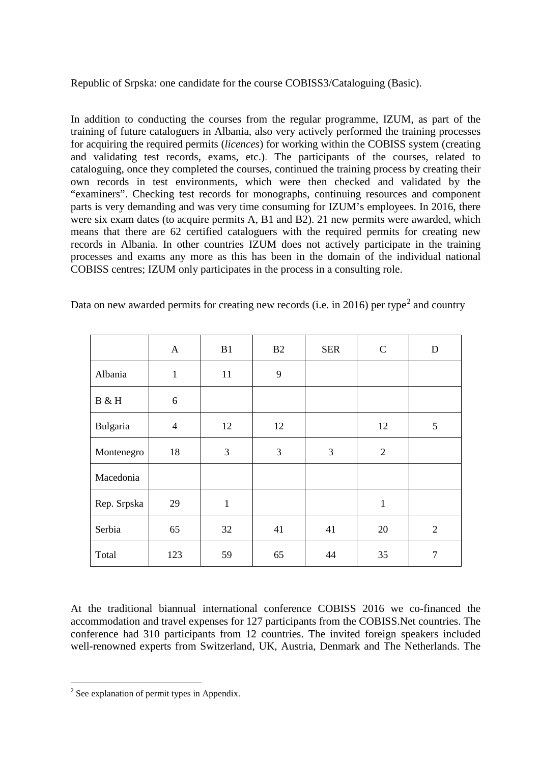Republic of Srpska: one candidate for the course COBISS3/Cataloguing (Basic).

In addition to conducting the courses from the regular programme, IZUM, as part of the training of future cataloguers in Albania, also very actively performed the training processes for acquiring the required permits (*licences*) for working within the COBISS system (creating and validating test records, exams, etc.). The participants of the courses, related to cataloguing, once they completed the courses, continued the training process by creating their own records in test environments, which were then checked and validated by the "examiners". Checking test records for monographs, continuing resources and component parts is very demanding and was very time consuming for IZUM's employees. In 2016, there were six exam dates (to acquire permits A, B1 and B2). 21 new permits were awarded, which means that there are 62 certified cataloguers with the required permits for creating new records in Albania. In other countries IZUM does not actively participate in the training processes and exams any more as this has been in the domain of the individual national COBISS centres; IZUM only participates in the process in a consulting role.

Data on new awarded permits for creating new records (i.e. in 2016) per type[2] and country

| | A | B1 | B2 | SER | C | D |
|---|---|---|---|---|---|---|
| Albania | 1 | 11 | 9 | | | |
| B & H | 6 | | | | | |
| Bulgaria | 4 | 12 | 12 | | 12 | 5 |
| Montenegro | 18 | 3 | 3 | 3 | 2 | |
| Macedonia | | | | | | |
| Rep. Srpska | 29 | 1 | | | 1 | |
| Serbia | 65 | 32 | 41 | 41 | 20 | 2 |
| Total | 123 | 59 | 65 | 44 | 35 | 7 |

At the traditional biannual international conference COBISS 2016 we co-financed the accommodation and travel expenses for 127 participants from the COBISS.Net countries. The conference had 310 participants from 12 countries. The invited foreign speakers included well-renowned experts from Switzerland, UK, Austria, Denmark and The Netherlands. The

[2] See explanation of permit types in Appendix.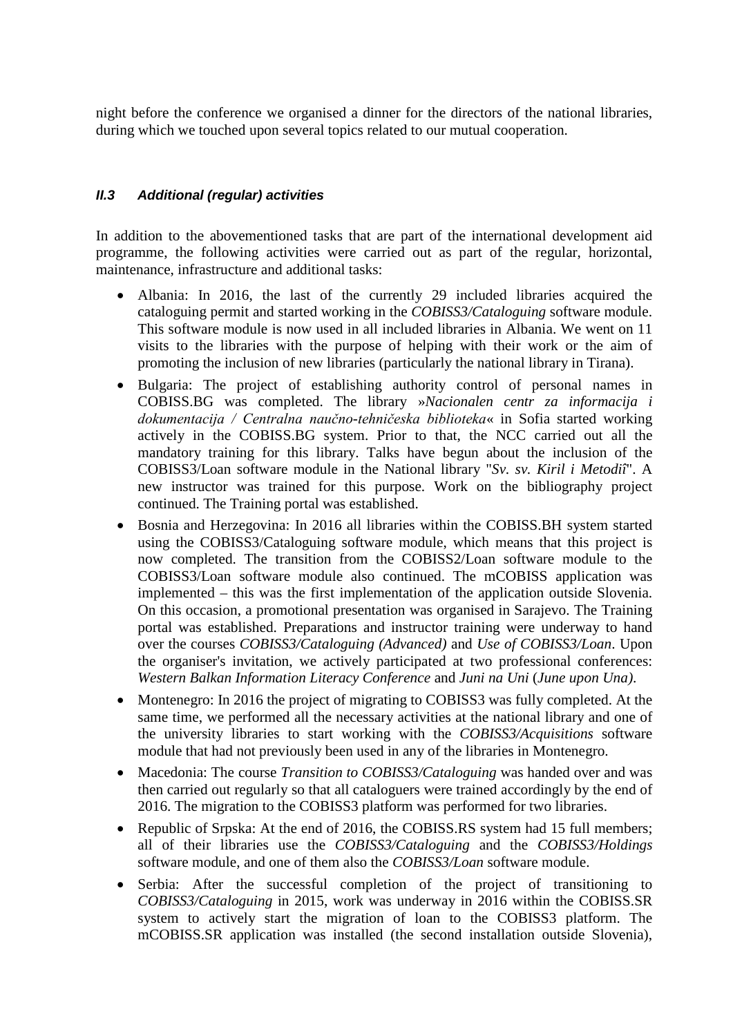night before the conference we organised a dinner for the directors of the national libraries, during which we touched upon several topics related to our mutual cooperation.

### *II.3 Additional (regular) activities*

In addition to the abovementioned tasks that are part of the international development aid programme, the following activities were carried out as part of the regular, horizontal, maintenance, infrastructure and additional tasks:

- Albania: In 2016, the last of the currently 29 included libraries acquired the cataloguing permit and started working in the *COBISS3/Cataloguing* software module. This software module is now used in all included libraries in Albania. We went on 11 visits to the libraries with the purpose of helping with their work or the aim of promoting the inclusion of new libraries (particularly the national library in Tirana).
- Bulgaria: The project of establishing authority control of personal names in COBISS.BG was completed. The library »*Nacionalen centr za informacija i dokumentacija / Centralna naučno-tehničeska biblioteka*« in Sofia started working actively in the COBISS.BG system. Prior to that, the NCC carried out all the mandatory training for this library. Talks have begun about the inclusion of the COBISS3/Loan software module in the National library "*Sv. sv. Kiril i Metodiî*". A new instructor was trained for this purpose. Work on the bibliography project continued. The Training portal was established.
- Bosnia and Herzegovina: In 2016 all libraries within the COBISS.BH system started using the COBISS3/Cataloguing software module, which means that this project is now completed. The transition from the COBISS2/Loan software module to the COBISS3/Loan software module also continued. The mCOBISS application was implemented – this was the first implementation of the application outside Slovenia. On this occasion, a promotional presentation was organised in Sarajevo. The Training portal was established. Preparations and instructor training were underway to hand over the courses *COBISS3/Cataloguing (Advanced)* and *Use of COBISS3/Loan*. Upon the organiser's invitation, we actively participated at two professional conferences: *Western Balkan Information Literacy Conference* and *Juni na Uni* (*June upon Una)*.
- Montenegro: In 2016 the project of migrating to COBISS3 was fully completed. At the same time, we performed all the necessary activities at the national library and one of the university libraries to start working with the *COBISS3/Acquisitions* software module that had not previously been used in any of the libraries in Montenegro.
- Macedonia: The course *Transition to COBISS3/Cataloguing* was handed over and was then carried out regularly so that all cataloguers were trained accordingly by the end of 2016. The migration to the COBISS3 platform was performed for two libraries.
- Republic of Srpska: At the end of 2016, the COBISS.RS system had 15 full members; all of their libraries use the *COBISS3/Cataloguing* and the *COBISS3/Holdings* software module, and one of them also the *COBISS3/Loan* software module.
- Serbia: After the successful completion of the project of transitioning to *COBISS3/Cataloguing* in 2015, work was underway in 2016 within the COBISS.SR system to actively start the migration of loan to the COBISS3 platform. The mCOBISS.SR application was installed (the second installation outside Slovenia),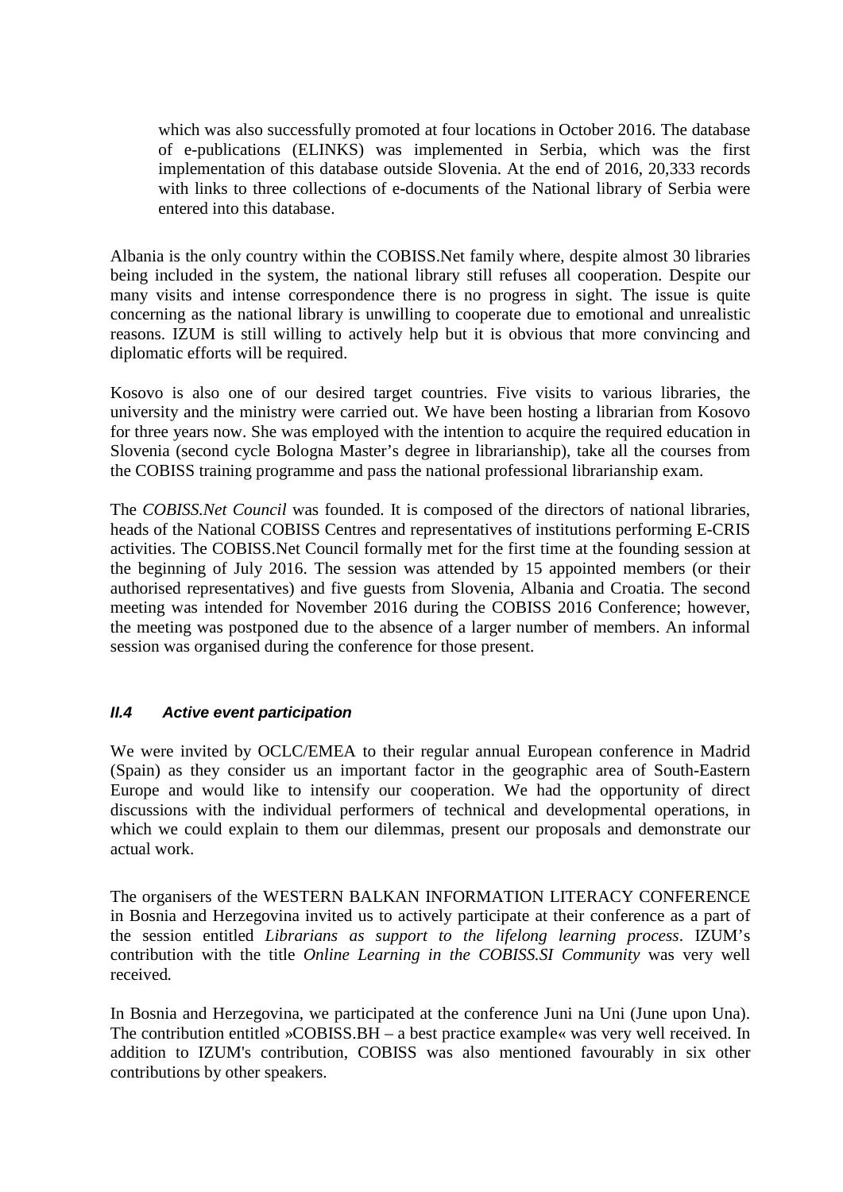which was also successfully promoted at four locations in October 2016. The database of e-publications (ELINKS) was implemented in Serbia, which was the first implementation of this database outside Slovenia. At the end of 2016, 20,333 records with links to three collections of e-documents of the National library of Serbia were entered into this database.

Albania is the only country within the COBISS.Net family where, despite almost 30 libraries being included in the system, the national library still refuses all cooperation. Despite our many visits and intense correspondence there is no progress in sight. The issue is quite concerning as the national library is unwilling to cooperate due to emotional and unrealistic reasons. IZUM is still willing to actively help but it is obvious that more convincing and diplomatic efforts will be required.

Kosovo is also one of our desired target countries. Five visits to various libraries, the university and the ministry were carried out. We have been hosting a librarian from Kosovo for three years now. She was employed with the intention to acquire the required education in Slovenia (second cycle Bologna Master's degree in librarianship), take all the courses from the COBISS training programme and pass the national professional librarianship exam.

The *COBISS.Net Council* was founded. It is composed of the directors of national libraries, heads of the National COBISS Centres and representatives of institutions performing E-CRIS activities. The COBISS.Net Council formally met for the first time at the founding session at the beginning of July 2016. The session was attended by 15 appointed members (or their authorised representatives) and five guests from Slovenia, Albania and Croatia. The second meeting was intended for November 2016 during the COBISS 2016 Conference; however, the meeting was postponed due to the absence of a larger number of members. An informal session was organised during the conference for those present.

### *II.4 Active event participation*

We were invited by OCLC/EMEA to their regular annual European conference in Madrid (Spain) as they consider us an important factor in the geographic area of South-Eastern Europe and would like to intensify our cooperation. We had the opportunity of direct discussions with the individual performers of technical and developmental operations, in which we could explain to them our dilemmas, present our proposals and demonstrate our actual work.

The organisers of the WESTERN BALKAN INFORMATION LITERACY CONFERENCE in Bosnia and Herzegovina invited us to actively participate at their conference as a part of the session entitled *Librarians as support to the lifelong learning process*. IZUM's contribution with the title *Online Learning in the COBISS.SI Community* was very well received.

In Bosnia and Herzegovina, we participated at the conference Juni na Uni (June upon Una). The contribution entitled »COBISS.BH – a best practice example« was very well received. In addition to IZUM's contribution, COBISS was also mentioned favourably in six other contributions by other speakers.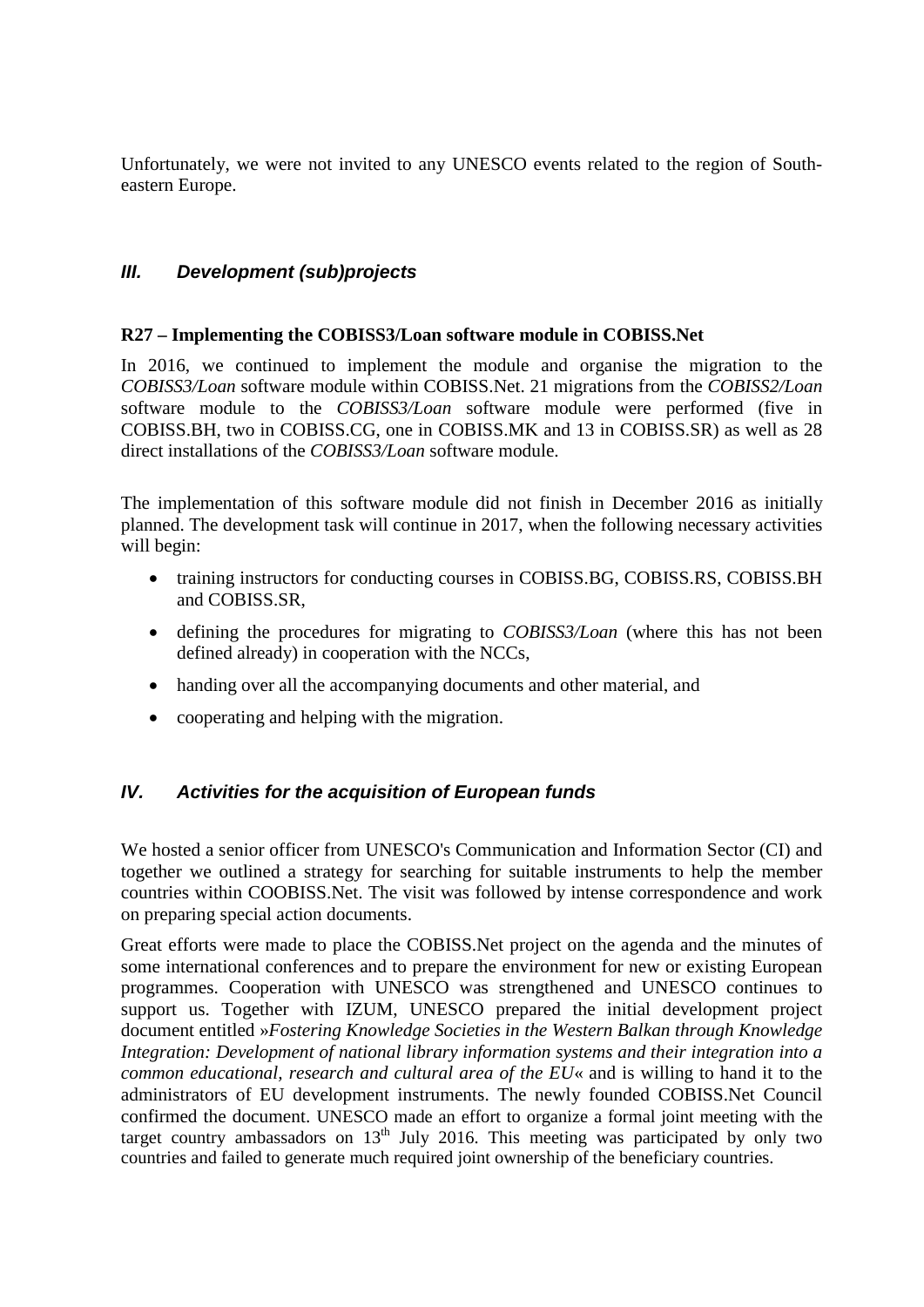Unfortunately, we were not invited to any UNESCO events related to the region of South-eastern Europe.

## *III. Development (sub)projects*

**R27 – Implementing the COBISS3/Loan software module in COBISS.Net**

In 2016, we continued to implement the module and organise the migration to the *COBISS3/Loan* software module within COBISS.Net. 21 migrations from the *COBISS2/Loan* software module to the *COBISS3/Loan* software module were performed (five in COBISS.BH, two in COBISS.CG, one in COBISS.MK and 13 in COBISS.SR) as well as 28 direct installations of the *COBISS3/Loan* software module.

The implementation of this software module did not finish in December 2016 as initially planned. The development task will continue in 2017, when the following necessary activities will begin:

- training instructors for conducting courses in COBISS.BG, COBISS.RS, COBISS.BH and COBISS.SR,
- defining the procedures for migrating to *COBISS3/Loan* (where this has not been defined already) in cooperation with the NCCs,
- handing over all the accompanying documents and other material, and
- cooperating and helping with the migration.

## *IV. Activities for the acquisition of European funds*

We hosted a senior officer from UNESCO's Communication and Information Sector (CI) and together we outlined a strategy for searching for suitable instruments to help the member countries within COOBISS.Net. The visit was followed by intense correspondence and work on preparing special action documents.

Great efforts were made to place the COBISS.Net project on the agenda and the minutes of some international conferences and to prepare the environment for new or existing European programmes. Cooperation with UNESCO was strengthened and UNESCO continues to support us. Together with IZUM, UNESCO prepared the initial development project document entitled »*Fostering Knowledge Societies in the Western Balkan through Knowledge Integration: Development of national library information systems and their integration into a common educational, research and cultural area of the EU*« and is willing to hand it to the administrators of EU development instruments. The newly founded COBISS.Net Council confirmed the document. UNESCO made an effort to organize a formal joint meeting with the target country ambassadors on 13th July 2016. This meeting was participated by only two countries and failed to generate much required joint ownership of the beneficiary countries.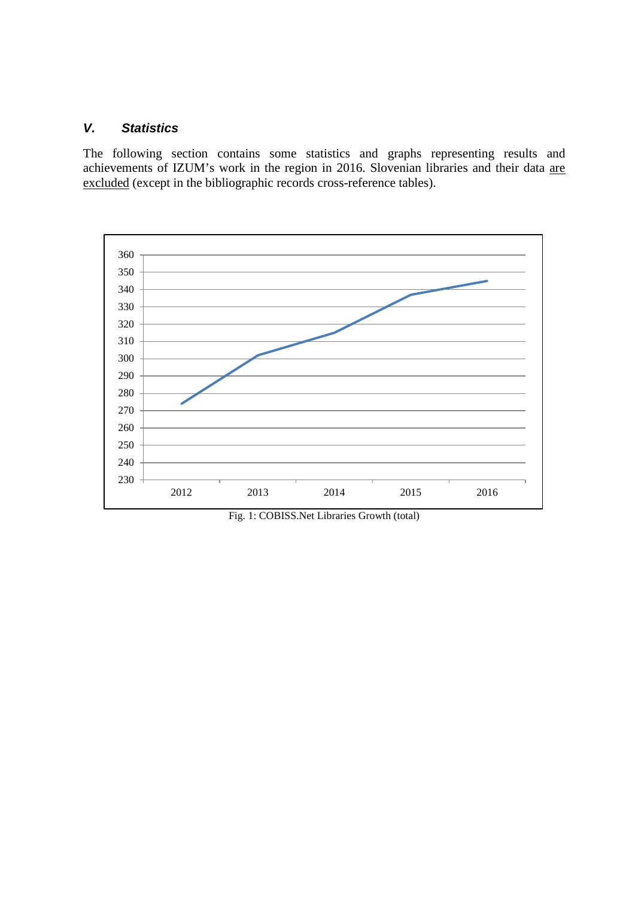## V. *Statistics*

The following section contains some statistics and graphs representing results and achievements of IZUM's work in the region in 2016. Slovenian libraries and their data <u>are excluded</u> (except in the bibliographic records cross-reference tables).

Fig. 1: COBISS.Net Libraries Growth (total)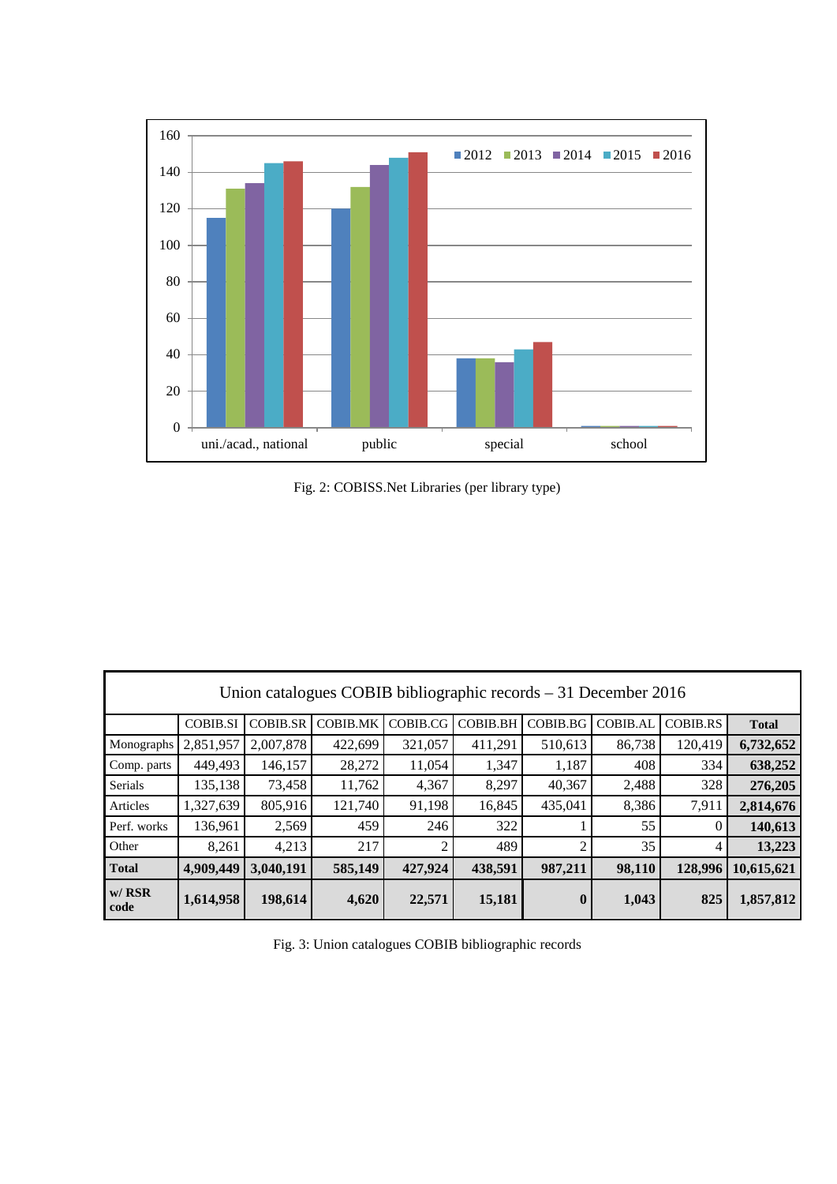Fig. 2: COBISS.Net Libraries (per library type)

| Union catalogues COBIB bibliographic records – 31 December 2016 | | | | | | | | | |
|---|---|---|---|---|---|---|---|---|---|
| | COBIB.SI | COBIB.SR | COBIB.MK | COBIB.CG | COBIB.BH | COBIB.BG | COBIB.AL | COBIB.RS | **Total** |
| Monographs | 2,851,957 | 2,007,878 | 422,699 | 321,057 | 411,291 | 510,613 | 86,738 | 120,419 | **6,732,652** |
| Comp. parts | 449,493 | 146,157 | 28,272 | 11,054 | 1,347 | 1,187 | 408 | 334 | **638,252** |
| Serials | 135,138 | 73,458 | 11,762 | 4,367 | 8,297 | 40,367 | 2,488 | 328 | **276,205** |
| Articles | 1,327,639 | 805,916 | 121,740 | 91,198 | 16,845 | 435,041 | 8,386 | 7,911 | **2,814,676** |
| Perf. works | 136,961 | 2,569 | 459 | 246 | 322 | 1 | 55 | 0 | **140,613** |
| Other | 8,261 | 4,213 | 217 | 2 | 489 | 2 | 35 | 4 | **13,223** |
| **Total** | **4,909,449** | **3,040,191** | **585,149** | **427,924** | **438,591** | **987,211** | **98,110** | **128,996** | **10,615,621** |
| **w/ RSR code** | **1,614,958** | **198,614** | **4,620** | **22,571** | **15,181** | **0** | **1,043** | **825** | **1,857,812** |

Fig. 3: Union catalogues COBIB bibliographic records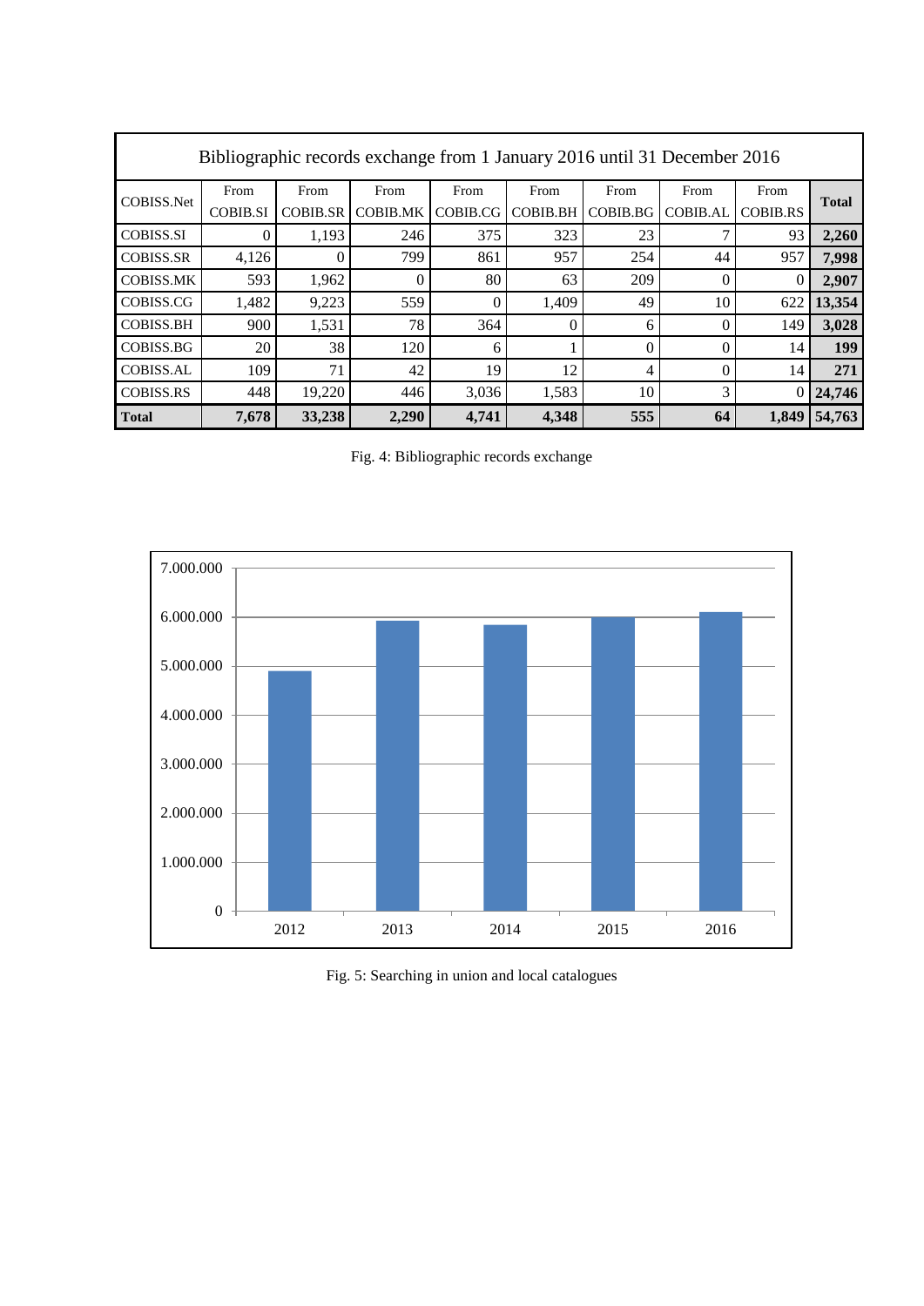| Bibliographic records exchange from 1 January 2016 until 31 December 2016 | | | | | | | | | |
|---|---|---|---|---|---|---|---|---|---|
| COBISS.Net | From COBIB.SI | From COBIB.SR | From COBIB.MK | From COBIB.CG | From COBIB.BH | From COBIB.BG | From COBIB.AL | From COBIB.RS | **Total** |
| COBISS.SI | 0 | 1,193 | 246 | 375 | 323 | 23 | 7 | 93 | **2,260** |
| COBISS.SR | 4,126 | 0 | 799 | 861 | 957 | 254 | 44 | 957 | **7,998** |
| COBISS.MK | 593 | 1,962 | 0 | 80 | 63 | 209 | 0 | 0 | **2,907** |
| COBISS.CG | 1,482 | 9,223 | 559 | 0 | 1,409 | 49 | 10 | 622 | **13,354** |
| COBISS.BH | 900 | 1,531 | 78 | 364 | 0 | 6 | 0 | 149 | **3,028** |
| COBISS.BG | 20 | 38 | 120 | 6 | 1 | 0 | 0 | 14 | **199** |
| COBISS.AL | 109 | 71 | 42 | 19 | 12 | 4 | 0 | 14 | **271** |
| COBISS.RS | 448 | 19,220 | 446 | 3,036 | 1,583 | 10 | 3 | 0 | **24,746** |
| **Total** | **7,678** | **33,238** | **2,290** | **4,741** | **4,348** | **555** | **64** | **1,849** | **54,763** |

Fig. 4: Bibliographic records exchange

Fig. 5: Searching in union and local catalogues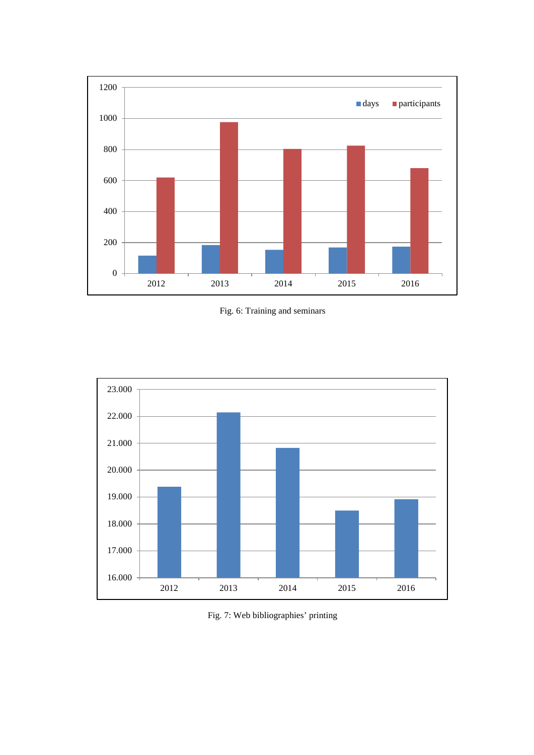Fig. 6: Training and seminars

Fig. 7: Web bibliographies' printing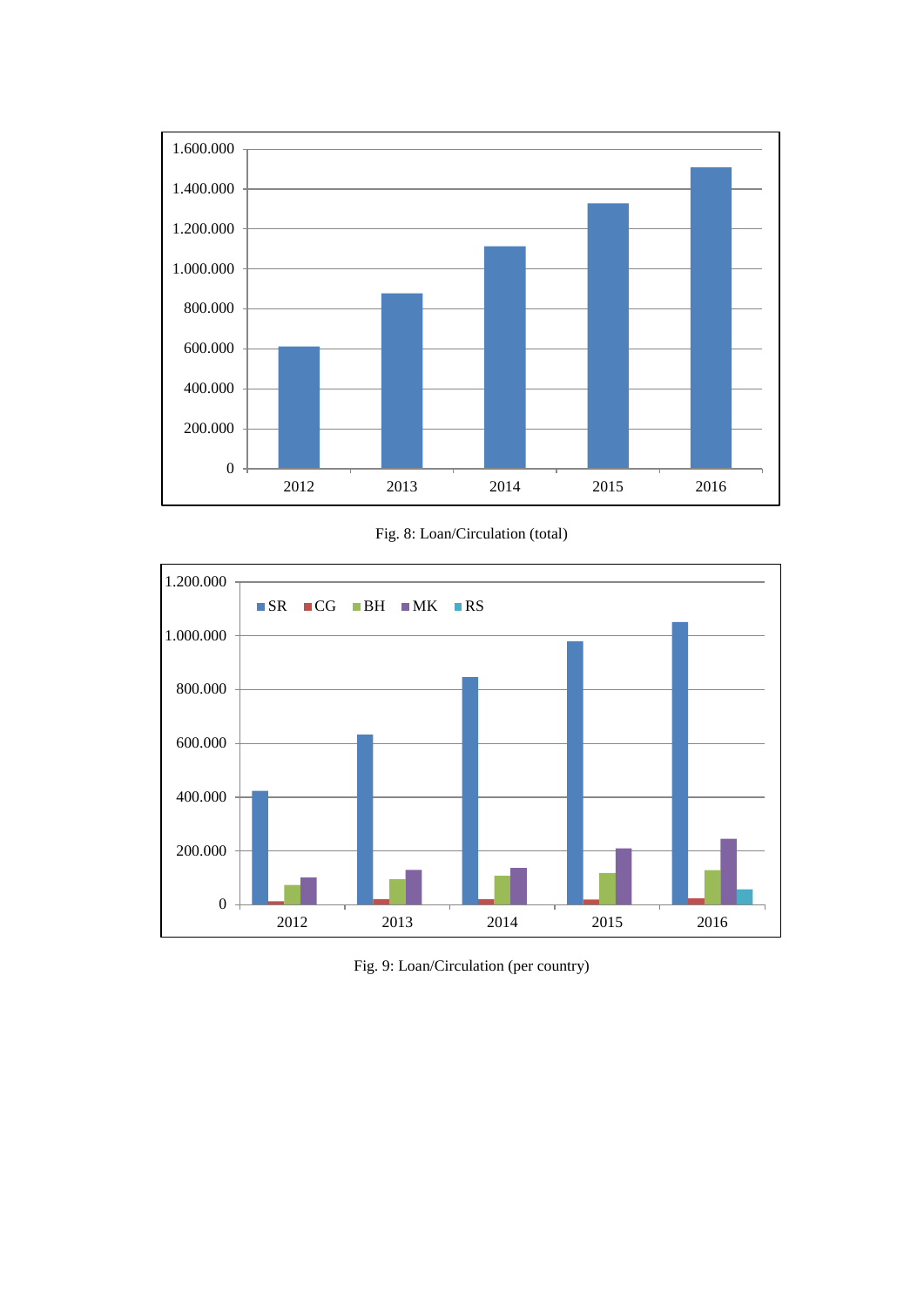Fig. 8: Loan/Circulation (total)

Fig. 9: Loan/Circulation (per country)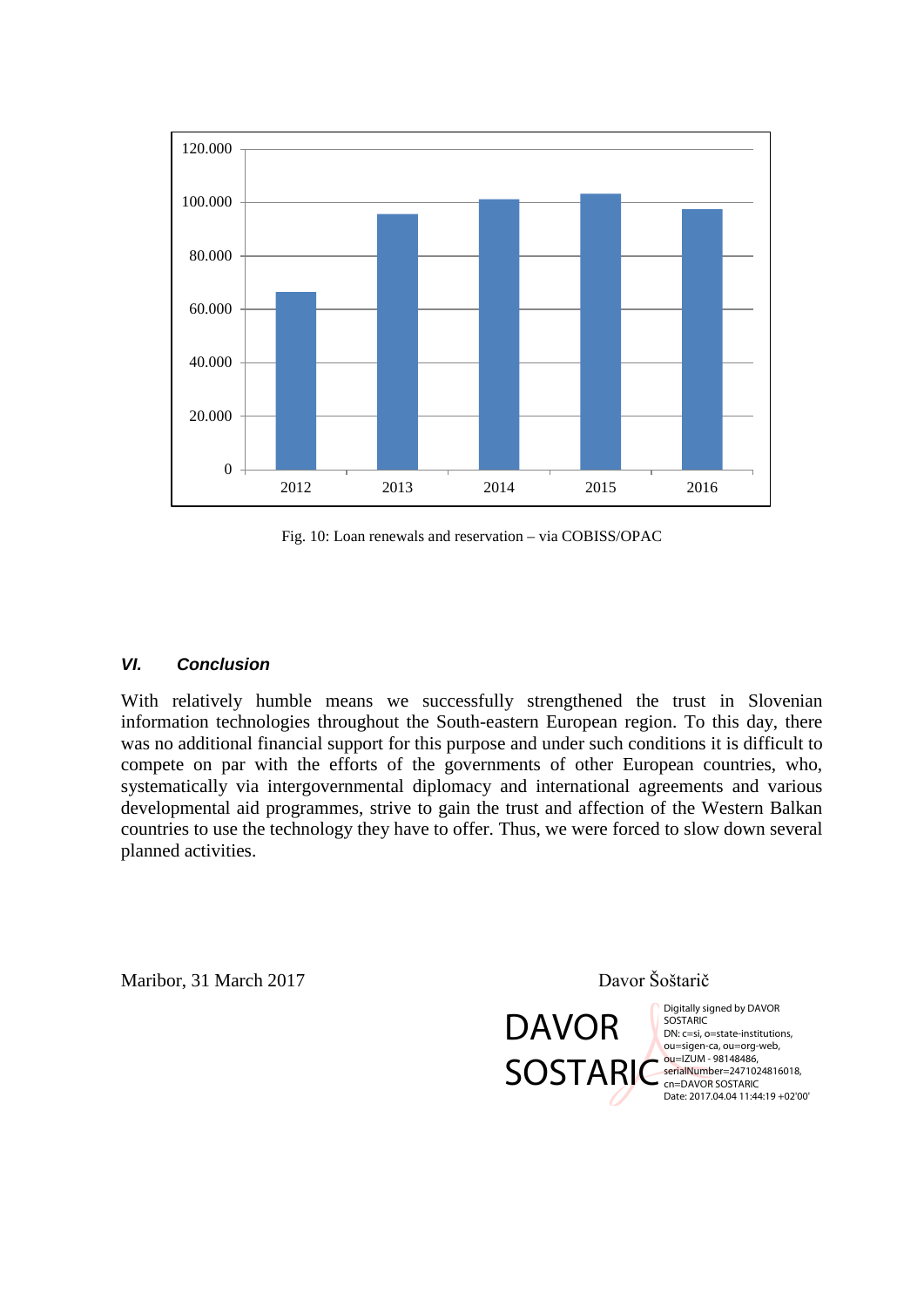Fig. 10: Loan renewals and reservation – via COBISS/OPAC

## *VI. Conclusion*

With relatively humble means we successfully strengthened the trust in Slovenian information technologies throughout the South-eastern European region. To this day, there was no additional financial support for this purpose and under such conditions it is difficult to compete on par with the efforts of the governments of other European countries, who, systematically via intergovernmental diplomacy and international agreements and various developmental aid programmes, strive to gain the trust and affection of the Western Balkan countries to use the technology they have to offer. Thus, we were forced to slow down several planned activities.

Maribor, 31 March 2017

Davor Šoštarič

DAVOR SOSTARIC

Digitally signed by DAVOR SOSTARIC
DN: c=si, o=state-institutions, ou=sigen-ca, ou=org-web, ou=IZUM - 98148486, serialNumber=2471024816018, cn=DAVOR SOSTARIC
Date: 2017.04.04 11:44:19 +02'00'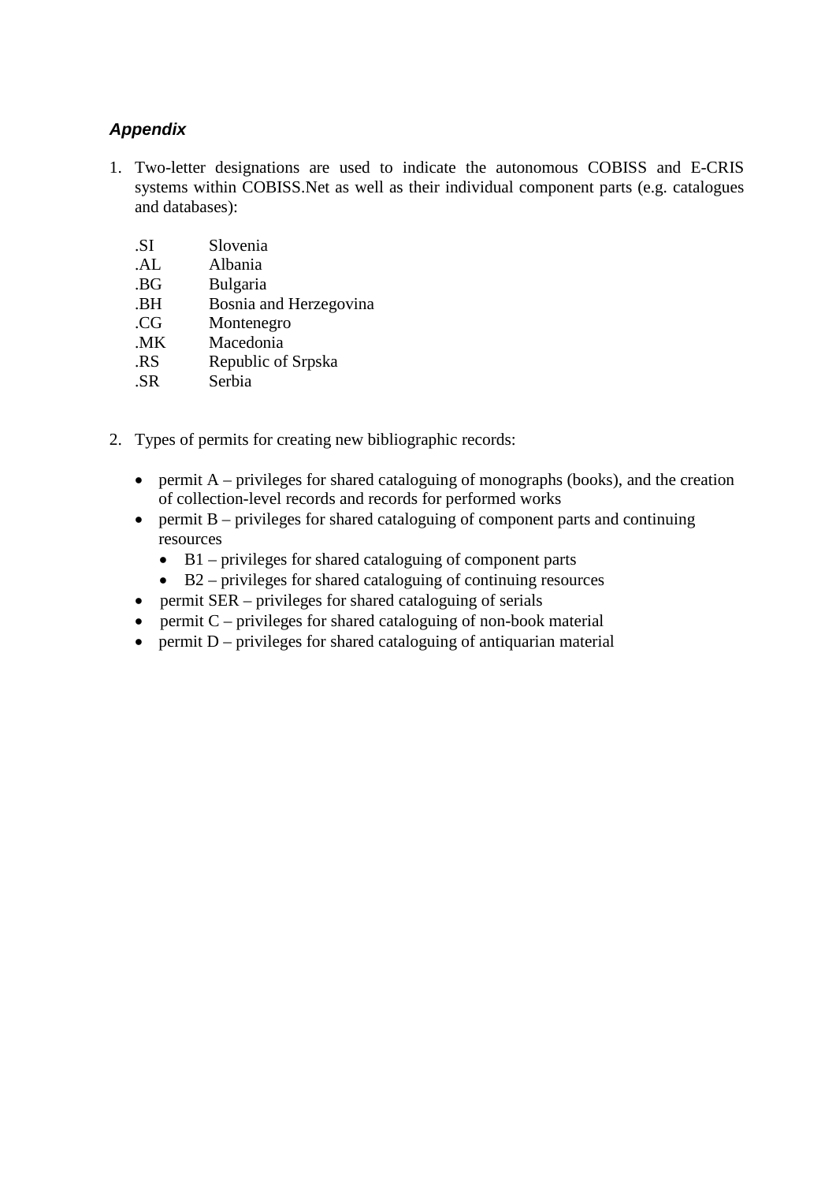***Appendix***

1. Two-letter designations are used to indicate the autonomous COBISS and E-CRIS systems within COBISS.Net as well as their individual component parts (e.g. catalogues and databases):

   | | |
   |---|---|
   | .SI | Slovenia |
   | .AL | Albania |
   | .BG | Bulgaria |
   | .BH | Bosnia and Herzegovina |
   | .CG | Montenegro |
   | .MK | Macedonia |
   | .RS | Republic of Srpska |
   | .SR | Serbia |

2. Types of permits for creating new bibliographic records:

   - permit A – privileges for shared cataloguing of monographs (books), and the creation of collection-level records and records for performed works
   - permit B – privileges for shared cataloguing of component parts and continuing resources
     - B1 – privileges for shared cataloguing of component parts
     - B2 – privileges for shared cataloguing of continuing resources
   - permit SER – privileges for shared cataloguing of serials
   - permit C – privileges for shared cataloguing of non-book material
   - permit D – privileges for shared cataloguing of antiquarian material